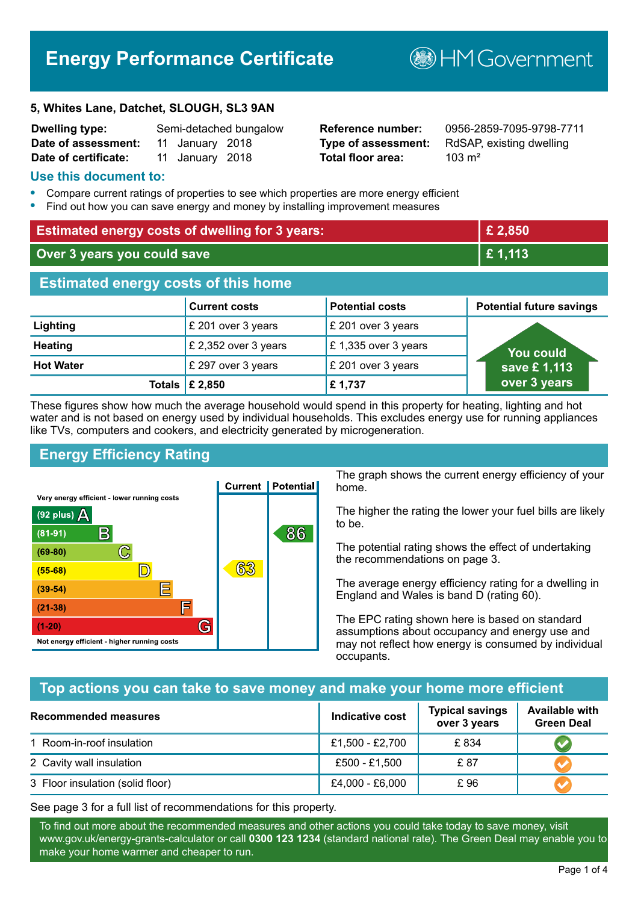# Energy Performance Certificate

HM Government

**5, Whites Lane, Datchet, SLOUGH, SL3 9AN**

| | | | |
|---|---|---|---|
| **Dwelling type:** | Semi-detached bungalow | **Reference number:** | 0956-2859-7095-9798-7711 |
| **Date of assessment:** | 11 January 2018 | **Type of assessment:** | RdSAP, existing dwelling |
| **Date of certificate:** | 11 January 2018 | **Total floor area:** | 103 m² |

## Use this document to:

- Compare current ratings of properties to see which properties are more energy efficient
- Find out how you can save energy and money by installing improvement measures

| | |
|---|---|
| **Estimated energy costs of dwelling for 3 years:** | **£ 2,850** |
| **Over 3 years you could save** | **£ 1,113** |

## Estimated energy costs of this home

| | Current costs | Potential costs | Potential future savings |
|---|---|---|---|
| **Lighting** | £ 201 over 3 years | £ 201 over 3 years | You could save £ 1,113 over 3 years |
| **Heating** | £ 2,352 over 3 years | £ 1,335 over 3 years | |
| **Hot Water** | £ 297 over 3 years | £ 201 over 3 years | |
| **Totals** | **£ 2,850** | **£ 1,737** | |

These figures show how much the average household would spend in this property for heating, lighting and hot water and is not based on energy used by individual households. This excludes energy use for running appliances like TVs, computers and cookers, and electricity generated by microgeneration.

## Energy Efficiency Rating

| Rating band | Current | Potential |
|---|---|---|
| Very energy efficient - lower running costs | | |
| (92 plus) A | | |
| (81-91) B | | 86 |
| (69-80) C | | |
| (55-68) D | 63 | |
| (39-54) E | | |
| (21-38) F | | |
| (1-20) G | | |
| Not energy efficient - higher running costs | | |

The graph shows the current energy efficiency of your home.

The higher the rating the lower your fuel bills are likely to be.

The potential rating shows the effect of undertaking the recommendations on page 3.

The average energy efficiency rating for a dwelling in England and Wales is band D (rating 60).

The EPC rating shown here is based on standard assumptions about occupancy and energy use and may not reflect how energy is consumed by individual occupants.

## Top actions you can take to save money and make your home more efficient

| Recommended measures | Indicative cost | Typical savings over 3 years | Available with Green Deal |
|---|---|---|---|
| 1 Room-in-roof insulation | £1,500 - £2,700 | £ 834 | ✔ |
| 2 Cavity wall insulation | £500 - £1,500 | £ 87 | ✔ |
| 3 Floor insulation (solid floor) | £4,000 - £6,000 | £ 96 | ✔ |

See page 3 for a full list of recommendations for this property.

To find out more about the recommended measures and other actions you could take today to save money, visit www.gov.uk/energy-grants-calculator or call **0300 123 1234** (standard national rate). The Green Deal may enable you to make your home warmer and cheaper to run.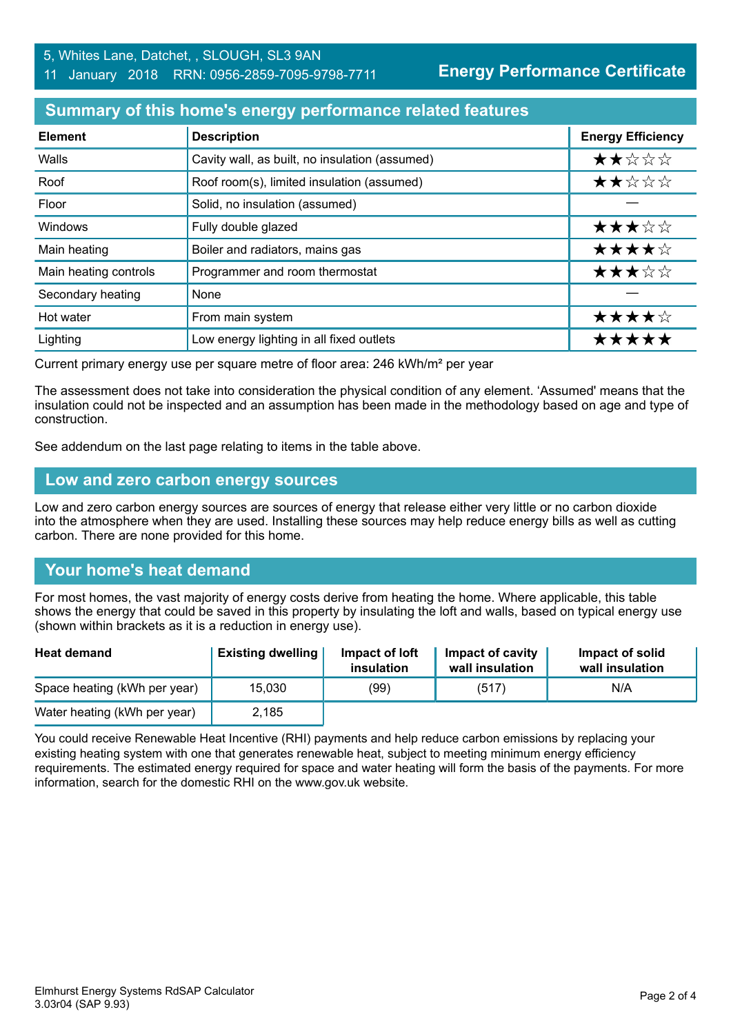5, Whites Lane, Datchet, , SLOUGH, SL3 9AN
11 January 2018 RRN: 0956-2859-7095-9798-7711

**Energy Performance Certificate**

## Summary of this home's energy performance related features

| Element | Description | Energy Efficiency |
|---|---|---|
| Walls | Cavity wall, as built, no insulation (assumed) | ★★☆☆☆ |
| Roof | Roof room(s), limited insulation (assumed) | ★★☆☆☆ |
| Floor | Solid, no insulation (assumed) | — |
| Windows | Fully double glazed | ★★★☆☆ |
| Main heating | Boiler and radiators, mains gas | ★★★★☆ |
| Main heating controls | Programmer and room thermostat | ★★★☆☆ |
| Secondary heating | None | — |
| Hot water | From main system | ★★★★☆ |
| Lighting | Low energy lighting in all fixed outlets | ★★★★★ |

Current primary energy use per square metre of floor area: 246 kWh/m² per year

The assessment does not take into consideration the physical condition of any element. 'Assumed' means that the insulation could not be inspected and an assumption has been made in the methodology based on age and type of construction.

See addendum on the last page relating to items in the table above.

## Low and zero carbon energy sources

Low and zero carbon energy sources are sources of energy that release either very little or no carbon dioxide into the atmosphere when they are used. Installing these sources may help reduce energy bills as well as cutting carbon. There are none provided for this home.

## Your home's heat demand

For most homes, the vast majority of energy costs derive from heating the home. Where applicable, this table shows the energy that could be saved in this property by insulating the loft and walls, based on typical energy use (shown within brackets as it is a reduction in energy use).

| Heat demand | Existing dwelling | Impact of loft insulation | Impact of cavity wall insulation | Impact of solid wall insulation |
|---|---|---|---|---|
| Space heating (kWh per year) | 15,030 | (99) | (517) | N/A |
| Water heating (kWh per year) | 2,185 | | | |

You could receive Renewable Heat Incentive (RHI) payments and help reduce carbon emissions by replacing your existing heating system with one that generates renewable heat, subject to meeting minimum energy efficiency requirements. The estimated energy required for space and water heating will form the basis of the payments. For more information, search for the domestic RHI on the www.gov.uk website.

Elmhurst Energy Systems RdSAP Calculator
3.03r04 (SAP 9.93)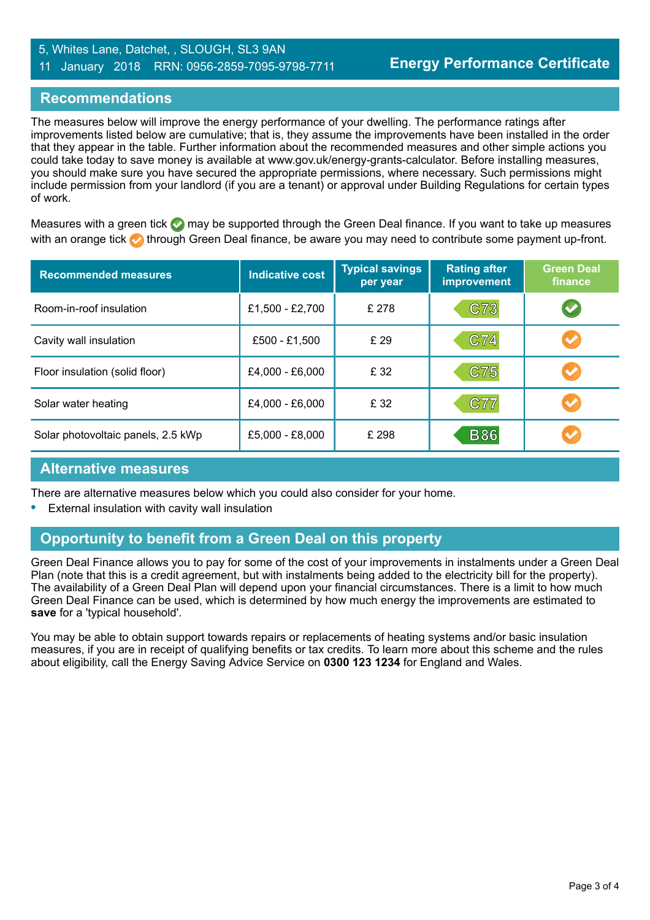5, Whites Lane, Datchet, , SLOUGH, SL3 9AN
11 January 2018 RRN: 0956-2859-7095-9798-7711

**Energy Performance Certificate**

## Recommendations

The measures below will improve the energy performance of your dwelling. The performance ratings after improvements listed below are cumulative; that is, they assume the improvements have been installed in the order that they appear in the table. Further information about the recommended measures and other simple actions you could take today to save money is available at www.gov.uk/energy-grants-calculator. Before installing measures, you should make sure you have secured the appropriate permissions, where necessary. Such permissions might include permission from your landlord (if you are a tenant) or approval under Building Regulations for certain types of work.

Measures with a green tick ✅ may be supported through the Green Deal finance. If you want to take up measures with an orange tick ✔ through Green Deal finance, be aware you may need to contribute some payment up-front.

| Recommended measures | Indicative cost | Typical savings per year | Rating after improvement | Green Deal finance |
|---|---|---|---|---|
| Room-in-roof insulation | £1,500 - £2,700 | £ 278 | C73 | Green tick |
| Cavity wall insulation | £500 - £1,500 | £ 29 | C74 | Orange tick |
| Floor insulation (solid floor) | £4,000 - £6,000 | £ 32 | C75 | Orange tick |
| Solar water heating | £4,000 - £6,000 | £ 32 | C77 | Orange tick |
| Solar photovoltaic panels, 2.5 kWp | £5,000 - £8,000 | £ 298 | B86 | Orange tick |

## Alternative measures

There are alternative measures below which you could also consider for your home.

- External insulation with cavity wall insulation

## Opportunity to benefit from a Green Deal on this property

Green Deal Finance allows you to pay for some of the cost of your improvements in instalments under a Green Deal Plan (note that this is a credit agreement, but with instalments being added to the electricity bill for the property). The availability of a Green Deal Plan will depend upon your financial circumstances. There is a limit to how much Green Deal Finance can be used, which is determined by how much energy the improvements are estimated to **save** for a 'typical household'.

You may be able to obtain support towards repairs or replacements of heating systems and/or basic insulation measures, if you are in receipt of qualifying benefits or tax credits. To learn more about this scheme and the rules about eligibility, call the Energy Saving Advice Service on **0300 123 1234** for England and Wales.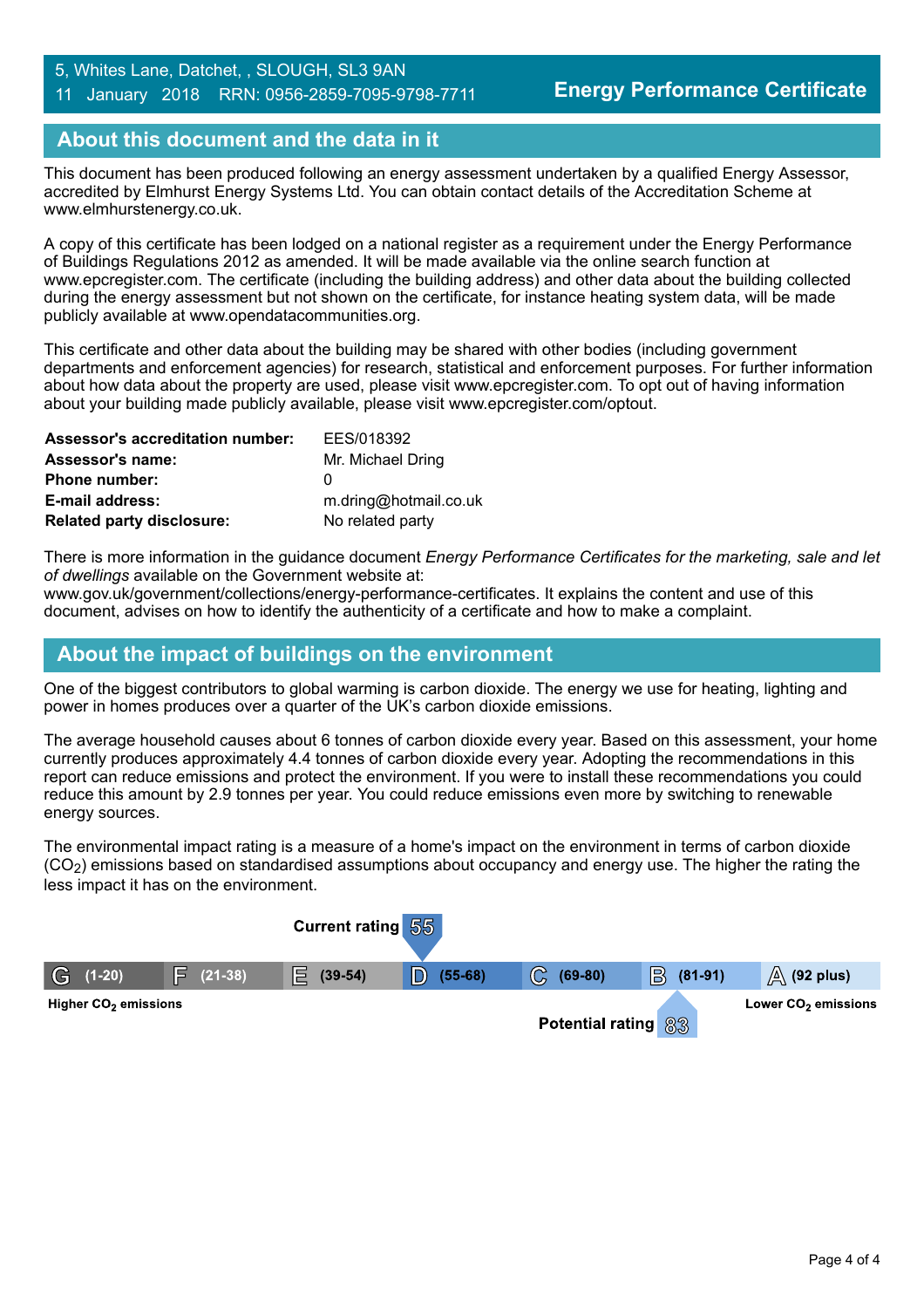5, Whites Lane, Datchet, , SLOUGH, SL3 9AN
11 January 2018 RRN: 0956-2859-7095-9798-7711

**Energy Performance Certificate**

## About this document and the data in it

This document has been produced following an energy assessment undertaken by a qualified Energy Assessor, accredited by Elmhurst Energy Systems Ltd. You can obtain contact details of the Accreditation Scheme at www.elmhurstenergy.co.uk.

A copy of this certificate has been lodged on a national register as a requirement under the Energy Performance of Buildings Regulations 2012 as amended. It will be made available via the online search function at www.epcregister.com. The certificate (including the building address) and other data about the building collected during the energy assessment but not shown on the certificate, for instance heating system data, will be made publicly available at www.opendatacommunities.org.

This certificate and other data about the building may be shared with other bodies (including government departments and enforcement agencies) for research, statistical and enforcement purposes. For further information about how data about the property are used, please visit www.epcregister.com. To opt out of having information about your building made publicly available, please visit www.epcregister.com/optout.

| | |
|---|---|
| **Assessor's accreditation number:** | EES/018392 |
| **Assessor's name:** | Mr. Michael Dring |
| **Phone number:** | 0 |
| **E-mail address:** | m.dring@hotmail.co.uk |
| **Related party disclosure:** | No related party |

There is more information in the guidance document *Energy Performance Certificates for the marketing, sale and let of dwellings* available on the Government website at: www.gov.uk/government/collections/energy-performance-certificates. It explains the content and use of this document, advises on how to identify the authenticity of a certificate and how to make a complaint.

## About the impact of buildings on the environment

One of the biggest contributors to global warming is carbon dioxide. The energy we use for heating, lighting and power in homes produces over a quarter of the UK's carbon dioxide emissions.

The average household causes about 6 tonnes of carbon dioxide every year. Based on this assessment, your home currently produces approximately 4.4 tonnes of carbon dioxide every year. Adopting the recommendations in this report can reduce emissions and protect the environment. If you were to install these recommendations you could reduce this amount by 2.9 tonnes per year. You could reduce emissions even more by switching to renewable energy sources.

The environmental impact rating is a measure of a home's impact on the environment in terms of carbon dioxide ($CO_2$) emissions based on standardised assumptions about occupancy and energy use. The higher the rating the less impact it has on the environment.

Current rating 55

G (1-20) F (21-38) E (39-54) D (55-68) C (69-80) B (81-91) A (92 plus)

Higher $CO_2$ emissions

Lower $CO_2$ emissions

Potential rating 83